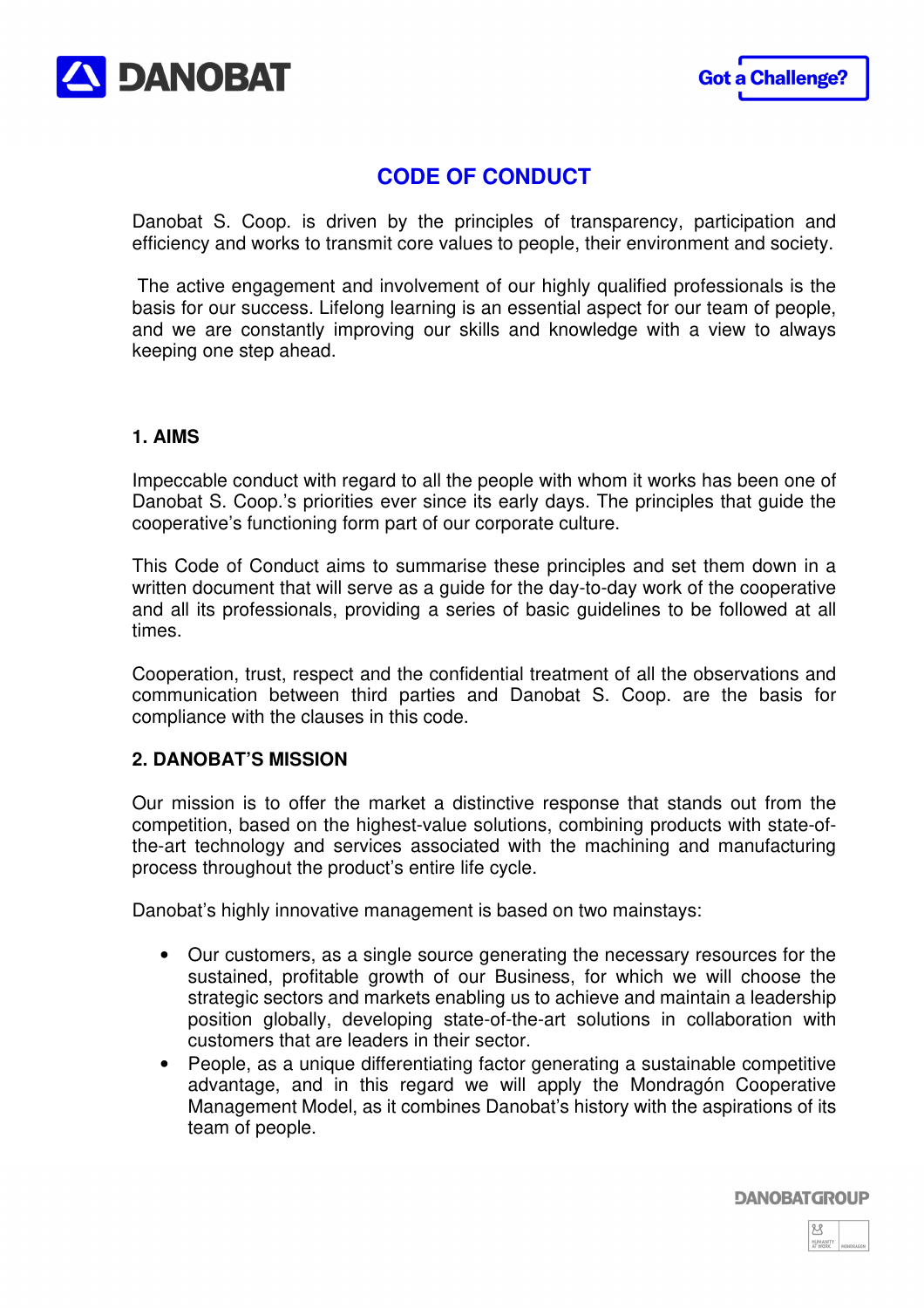# CODE OF CONDUCT

Danobat S. Coop. is driven by the principles of transparency, participation and efficiency and works to transmit core values to people, their environment and society.

The active engagement and involvement of our highly qualified professionals is the basis for our success. Lifelong learning is an essential aspect for our team of people, and we are constantly improving our skills and knowledge with a view to always keeping one step ahead.

## 1. AIMS

Impeccable conduct with regard to all the people with whom it works has been one of Danobat S. Coop.'s priorities ever since its early days. The principles that guide the cooperative's functioning form part of our corporate culture.

This Code of Conduct aims to summarise these principles and set them down in a written document that will serve as a guide for the day-to-day work of the cooperative and all its professionals, providing a series of basic guidelines to be followed at all times.

Cooperation, trust, respect and the confidential treatment of all the observations and communication between third parties and Danobat S. Coop. are the basis for compliance with the clauses in this code.

## 2. DANOBAT'S MISSION

Our mission is to offer the market a distinctive response that stands out from the competition, based on the highest-value solutions, combining products with state-of-the-art technology and services associated with the machining and manufacturing process throughout the product's entire life cycle.

Danobat's highly innovative management is based on two mainstays:

- Our customers, as a single source generating the necessary resources for the sustained, profitable growth of our Business, for which we will choose the strategic sectors and markets enabling us to achieve and maintain a leadership position globally, developing state-of-the-art solutions in collaboration with customers that are leaders in their sector.
- People, as a unique differentiating factor generating a sustainable competitive advantage, and in this regard we will apply the Mondragón Cooperative Management Model, as it combines Danobat's history with the aspirations of its team of people.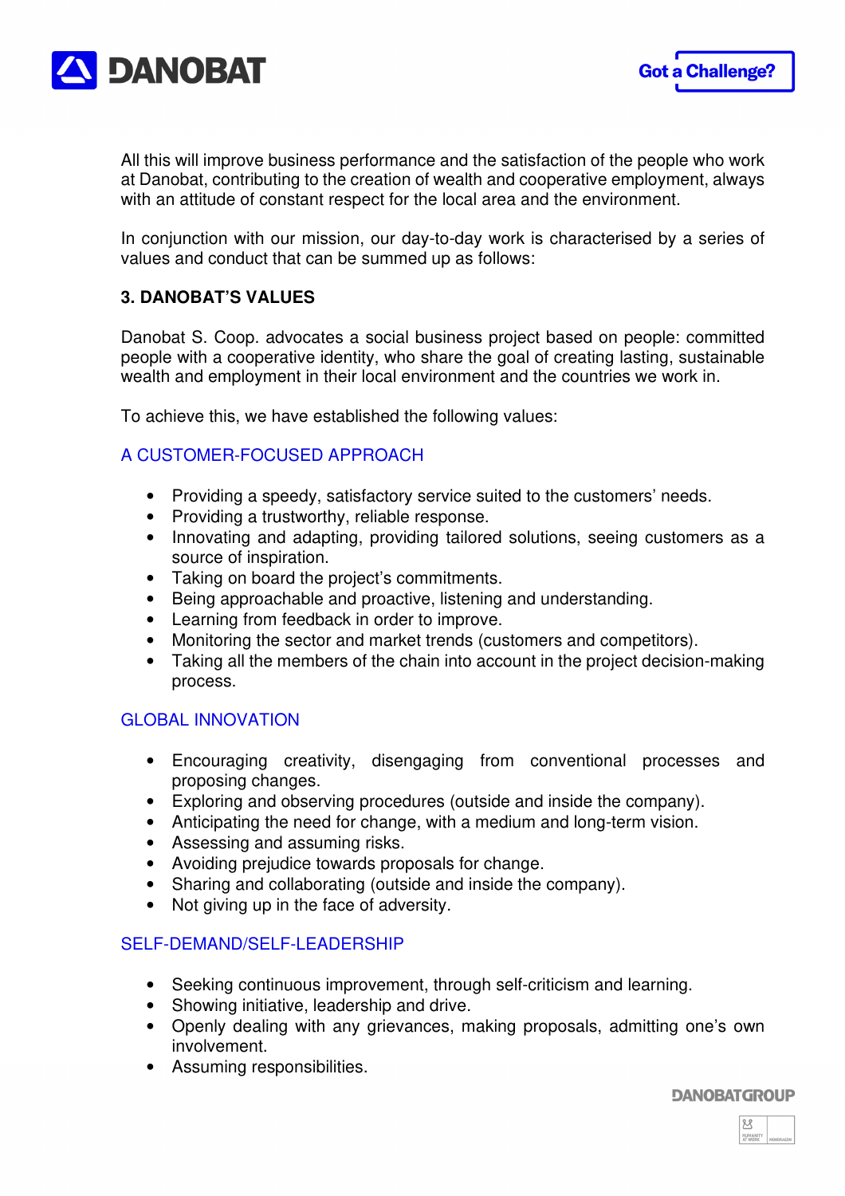All this will improve business performance and the satisfaction of the people who work at Danobat, contributing to the creation of wealth and cooperative employment, always with an attitude of constant respect for the local area and the environment.

In conjunction with our mission, our day-to-day work is characterised by a series of values and conduct that can be summed up as follows:

## 3. DANOBAT'S VALUES

Danobat S. Coop. advocates a social business project based on people: committed people with a cooperative identity, who share the goal of creating lasting, sustainable wealth and employment in their local environment and the countries we work in.

To achieve this, we have established the following values:

### A CUSTOMER-FOCUSED APPROACH

- Providing a speedy, satisfactory service suited to the customers' needs.
- Providing a trustworthy, reliable response.
- Innovating and adapting, providing tailored solutions, seeing customers as a source of inspiration.
- Taking on board the project's commitments.
- Being approachable and proactive, listening and understanding.
- Learning from feedback in order to improve.
- Monitoring the sector and market trends (customers and competitors).
- Taking all the members of the chain into account in the project decision-making process.

### GLOBAL INNOVATION

- Encouraging creativity, disengaging from conventional processes and proposing changes.
- Exploring and observing procedures (outside and inside the company).
- Anticipating the need for change, with a medium and long-term vision.
- Assessing and assuming risks.
- Avoiding prejudice towards proposals for change.
- Sharing and collaborating (outside and inside the company).
- Not giving up in the face of adversity.

### SELF-DEMAND/SELF-LEADERSHIP

- Seeking continuous improvement, through self-criticism and learning.
- Showing initiative, leadership and drive.
- Openly dealing with any grievances, making proposals, admitting one's own involvement.
- Assuming responsibilities.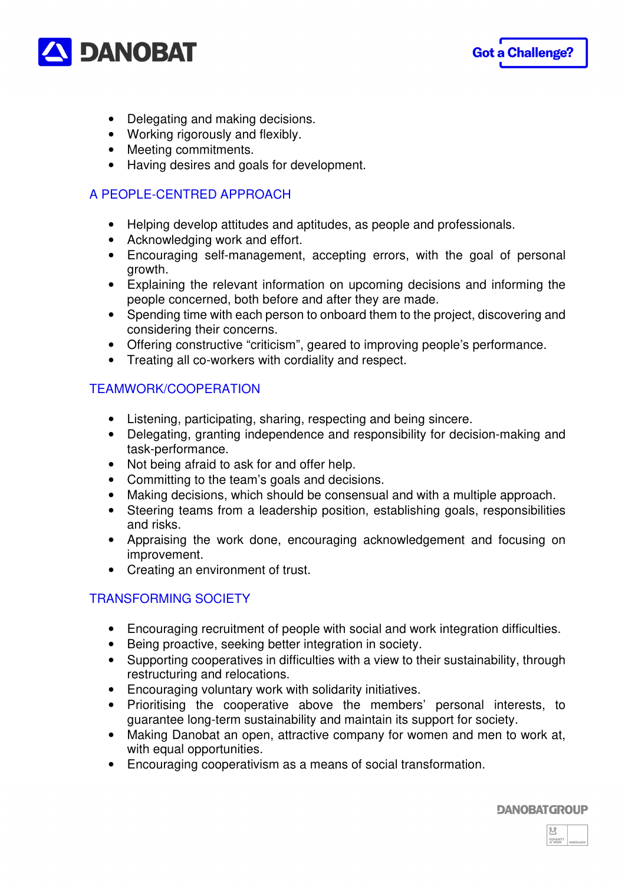- Delegating and making decisions.
- Working rigorously and flexibly.
- Meeting commitments.
- Having desires and goals for development.

## A PEOPLE-CENTRED APPROACH

- Helping develop attitudes and aptitudes, as people and professionals.
- Acknowledging work and effort.
- Encouraging self-management, accepting errors, with the goal of personal growth.
- Explaining the relevant information on upcoming decisions and informing the people concerned, both before and after they are made.
- Spending time with each person to onboard them to the project, discovering and considering their concerns.
- Offering constructive "criticism", geared to improving people's performance.
- Treating all co-workers with cordiality and respect.

## TEAMWORK/COOPERATION

- Listening, participating, sharing, respecting and being sincere.
- Delegating, granting independence and responsibility for decision-making and task-performance.
- Not being afraid to ask for and offer help.
- Committing to the team's goals and decisions.
- Making decisions, which should be consensual and with a multiple approach.
- Steering teams from a leadership position, establishing goals, responsibilities and risks.
- Appraising the work done, encouraging acknowledgement and focusing on improvement.
- Creating an environment of trust.

## TRANSFORMING SOCIETY

- Encouraging recruitment of people with social and work integration difficulties.
- Being proactive, seeking better integration in society.
- Supporting cooperatives in difficulties with a view to their sustainability, through restructuring and relocations.
- Encouraging voluntary work with solidarity initiatives.
- Prioritising the cooperative above the members' personal interests, to guarantee long-term sustainability and maintain its support for society.
- Making Danobat an open, attractive company for women and men to work at, with equal opportunities.
- Encouraging cooperativism as a means of social transformation.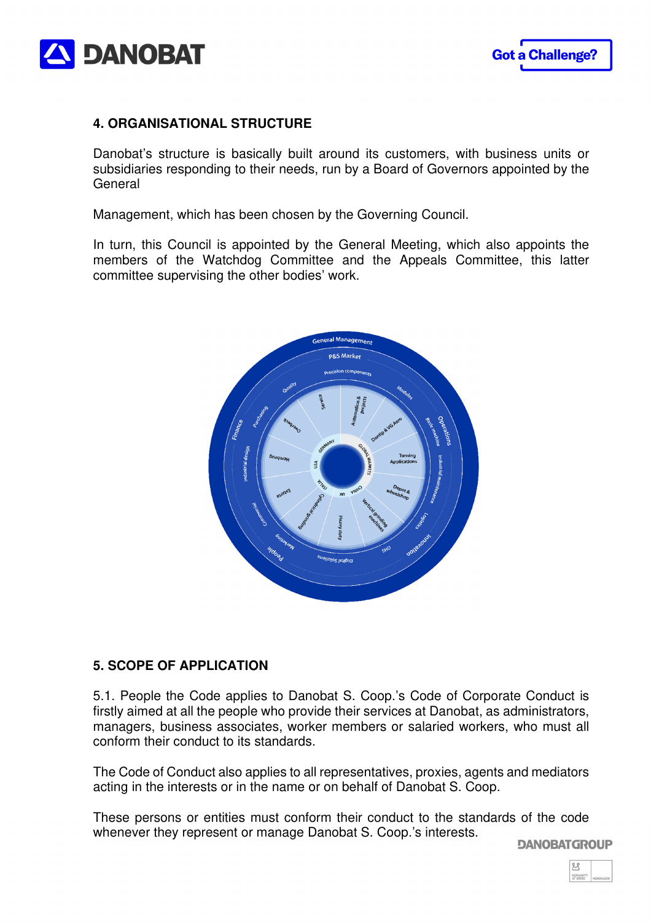## 4. ORGANISATIONAL STRUCTURE

Danobat's structure is basically built around its customers, with business units or subsidiaries responding to their needs, run by a Board of Governors appointed by the General

Management, which has been chosen by the Governing Council.

In turn, this Council is appointed by the General Meeting, which also appoints the members of the Watchdog Committee and the Appeals Committee, this latter committee supervising the other bodies' work.

## 5. SCOPE OF APPLICATION

5.1. People the Code applies to Danobat S. Coop.'s Code of Corporate Conduct is firstly aimed at all the people who provide their services at Danobat, as administrators, managers, business associates, worker members or salaried workers, who must all conform their conduct to its standards.

The Code of Conduct also applies to all representatives, proxies, agents and mediators acting in the interests or in the name or on behalf of Danobat S. Coop.

These persons or entities must conform their conduct to the standards of the code whenever they represent or manage Danobat S. Coop.'s interests.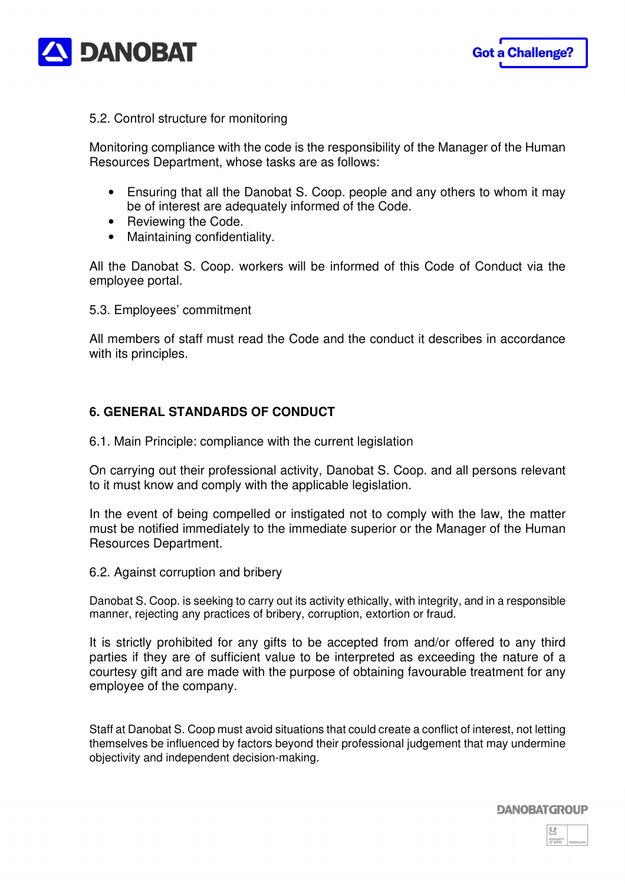5.2. Control structure for monitoring

Monitoring compliance with the code is the responsibility of the Manager of the Human Resources Department, whose tasks are as follows:

- Ensuring that all the Danobat S. Coop. people and any others to whom it may be of interest are adequately informed of the Code.
- Reviewing the Code.
- Maintaining confidentiality.

All the Danobat S. Coop. workers will be informed of this Code of Conduct via the employee portal.

5.3. Employees' commitment

All members of staff must read the Code and the conduct it describes in accordance with its principles.

## 6. GENERAL STANDARDS OF CONDUCT

6.1. Main Principle: compliance with the current legislation

On carrying out their professional activity, Danobat S. Coop. and all persons relevant to it must know and comply with the applicable legislation.

In the event of being compelled or instigated not to comply with the law, the matter must be notified immediately to the immediate superior or the Manager of the Human Resources Department.

6.2. Against corruption and bribery

Danobat S. Coop. is seeking to carry out its activity ethically, with integrity, and in a responsible manner, rejecting any practices of bribery, corruption, extortion or fraud.

It is strictly prohibited for any gifts to be accepted from and/or offered to any third parties if they are of sufficient value to be interpreted as exceeding the nature of a courtesy gift and are made with the purpose of obtaining favourable treatment for any employee of the company.

Staff at Danobat S. Coop must avoid situations that could create a conflict of interest, not letting themselves be influenced by factors beyond their professional judgement that may undermine objectivity and independent decision-making.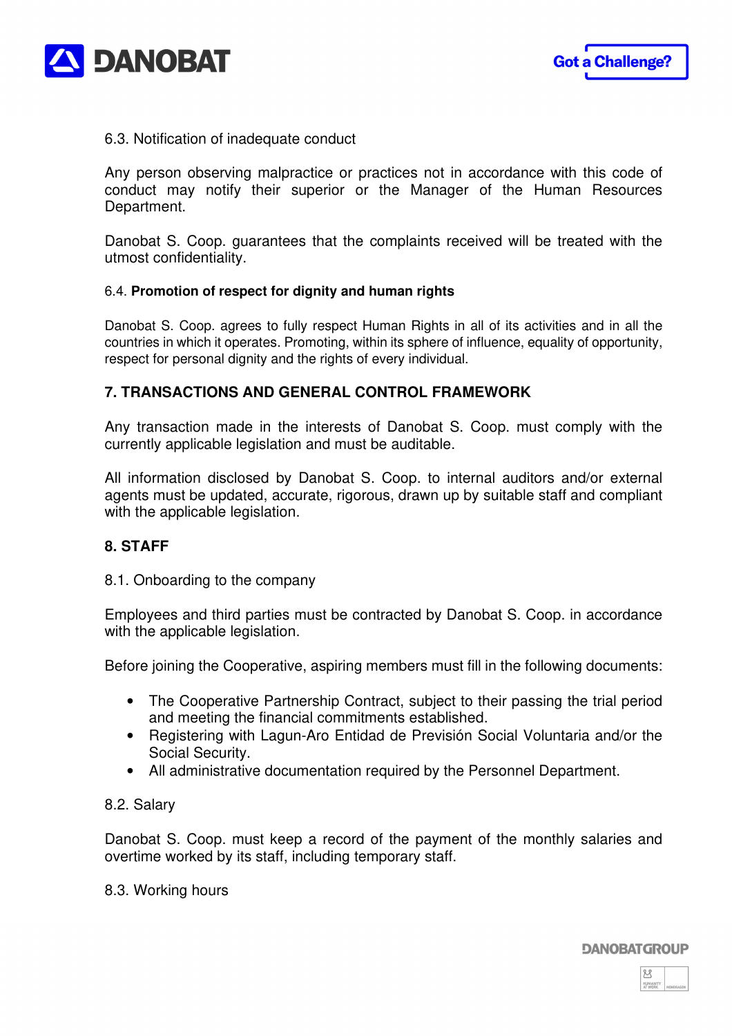6.3. Notification of inadequate conduct

Any person observing malpractice or practices not in accordance with this code of conduct may notify their superior or the Manager of the Human Resources Department.

Danobat S. Coop. guarantees that the complaints received will be treated with the utmost confidentiality.

6.4. **Promotion of respect for dignity and human rights**

Danobat S. Coop. agrees to fully respect Human Rights in all of its activities and in all the countries in which it operates. Promoting, within its sphere of influence, equality of opportunity, respect for personal dignity and the rights of every individual.

## 7. TRANSACTIONS AND GENERAL CONTROL FRAMEWORK

Any transaction made in the interests of Danobat S. Coop. must comply with the currently applicable legislation and must be auditable.

All information disclosed by Danobat S. Coop. to internal auditors and/or external agents must be updated, accurate, rigorous, drawn up by suitable staff and compliant with the applicable legislation.

## 8. STAFF

8.1. Onboarding to the company

Employees and third parties must be contracted by Danobat S. Coop. in accordance with the applicable legislation.

Before joining the Cooperative, aspiring members must fill in the following documents:

- The Cooperative Partnership Contract, subject to their passing the trial period and meeting the financial commitments established.
- Registering with Lagun-Aro Entidad de Previsión Social Voluntaria and/or the Social Security.
- All administrative documentation required by the Personnel Department.

8.2. Salary

Danobat S. Coop. must keep a record of the payment of the monthly salaries and overtime worked by its staff, including temporary staff.

8.3. Working hours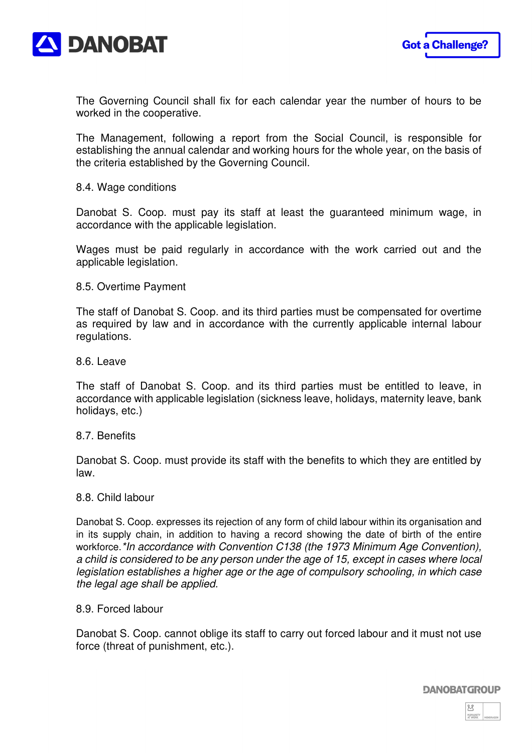The Governing Council shall fix for each calendar year the number of hours to be worked in the cooperative.

The Management, following a report from the Social Council, is responsible for establishing the annual calendar and working hours for the whole year, on the basis of the criteria established by the Governing Council.

### 8.4. Wage conditions

Danobat S. Coop. must pay its staff at least the guaranteed minimum wage, in accordance with the applicable legislation.

Wages must be paid regularly in accordance with the work carried out and the applicable legislation.

### 8.5. Overtime Payment

The staff of Danobat S. Coop. and its third parties must be compensated for overtime as required by law and in accordance with the currently applicable internal labour regulations.

### 8.6. Leave

The staff of Danobat S. Coop. and its third parties must be entitled to leave, in accordance with applicable legislation (sickness leave, holidays, maternity leave, bank holidays, etc.)

### 8.7. Benefits

Danobat S. Coop. must provide its staff with the benefits to which they are entitled by law.

### 8.8. Child labour

Danobat S. Coop. expresses its rejection of any form of child labour within its organisation and in its supply chain, in addition to having a record showing the date of birth of the entire workforce. **In accordance with Convention C138 (the 1973 Minimum Age Convention), a child is considered to be any person under the age of 15, except in cases where local legislation establishes a higher age or the age of compulsory schooling, in which case the legal age shall be applied.*

### 8.9. Forced labour

Danobat S. Coop. cannot oblige its staff to carry out forced labour and it must not use force (threat of punishment, etc.).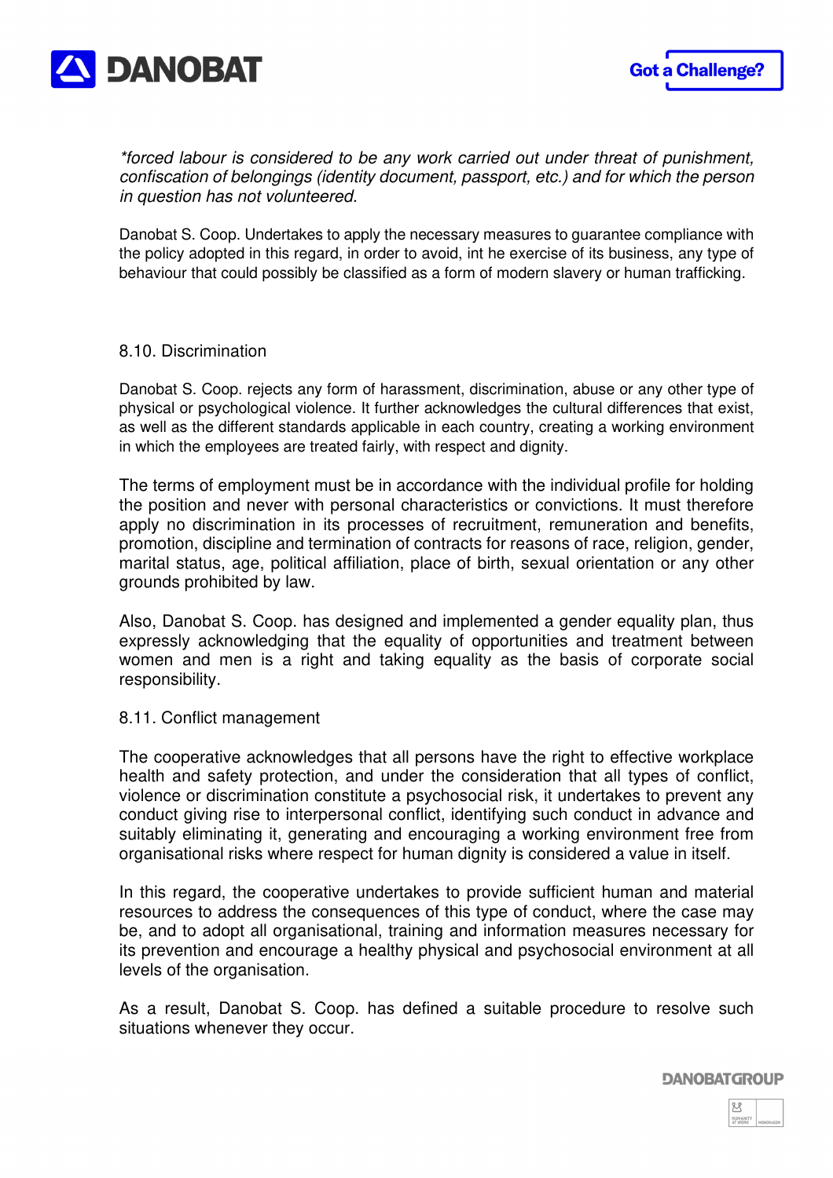*\*forced labour is considered to be any work carried out under threat of punishment, confiscation of belongings (identity document, passport, etc.) and for which the person in question has not volunteered.*

Danobat S. Coop. Undertakes to apply the necessary measures to guarantee compliance with the policy adopted in this regard, in order to avoid, int he exercise of its business, any type of behaviour that could possibly be classified as a form of modern slavery or human trafficking.

### 8.10. Discrimination

Danobat S. Coop. rejects any form of harassment, discrimination, abuse or any other type of physical or psychological violence. It further acknowledges the cultural differences that exist, as well as the different standards applicable in each country, creating a working environment in which the employees are treated fairly, with respect and dignity.

The terms of employment must be in accordance with the individual profile for holding the position and never with personal characteristics or convictions. It must therefore apply no discrimination in its processes of recruitment, remuneration and benefits, promotion, discipline and termination of contracts for reasons of race, religion, gender, marital status, age, political affiliation, place of birth, sexual orientation or any other grounds prohibited by law.

Also, Danobat S. Coop. has designed and implemented a gender equality plan, thus expressly acknowledging that the equality of opportunities and treatment between women and men is a right and taking equality as the basis of corporate social responsibility.

### 8.11. Conflict management

The cooperative acknowledges that all persons have the right to effective workplace health and safety protection, and under the consideration that all types of conflict, violence or discrimination constitute a psychosocial risk, it undertakes to prevent any conduct giving rise to interpersonal conflict, identifying such conduct in advance and suitably eliminating it, generating and encouraging a working environment free from organisational risks where respect for human dignity is considered a value in itself.

In this regard, the cooperative undertakes to provide sufficient human and material resources to address the consequences of this type of conduct, where the case may be, and to adopt all organisational, training and information measures necessary for its prevention and encourage a healthy physical and psychosocial environment at all levels of the organisation.

As a result, Danobat S. Coop. has defined a suitable procedure to resolve such situations whenever they occur.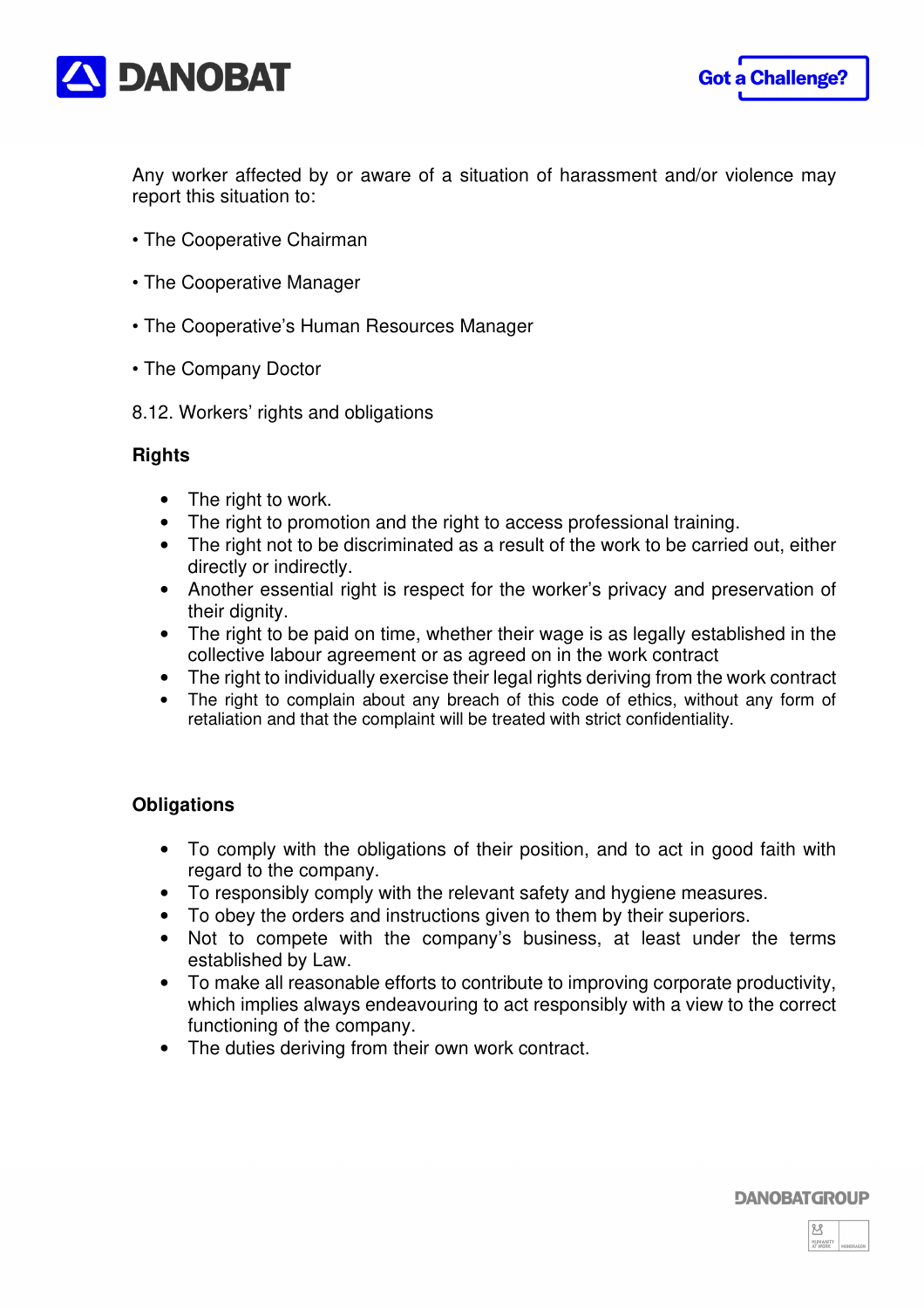Any worker affected by or aware of a situation of harassment and/or violence may report this situation to:

• The Cooperative Chairman

• The Cooperative Manager

• The Cooperative's Human Resources Manager

• The Company Doctor

8.12. Workers' rights and obligations

**Rights**

- The right to work.
- The right to promotion and the right to access professional training.
- The right not to be discriminated as a result of the work to be carried out, either directly or indirectly.
- Another essential right is respect for the worker's privacy and preservation of their dignity.
- The right to be paid on time, whether their wage is as legally established in the collective labour agreement or as agreed on in the work contract
- The right to individually exercise their legal rights deriving from the work contract
- The right to complain about any breach of this code of ethics, without any form of retaliation and that the complaint will be treated with strict confidentiality.

**Obligations**

- To comply with the obligations of their position, and to act in good faith with regard to the company.
- To responsibly comply with the relevant safety and hygiene measures.
- To obey the orders and instructions given to them by their superiors.
- Not to compete with the company's business, at least under the terms established by Law.
- To make all reasonable efforts to contribute to improving corporate productivity, which implies always endeavouring to act responsibly with a view to the correct functioning of the company.
- The duties deriving from their own work contract.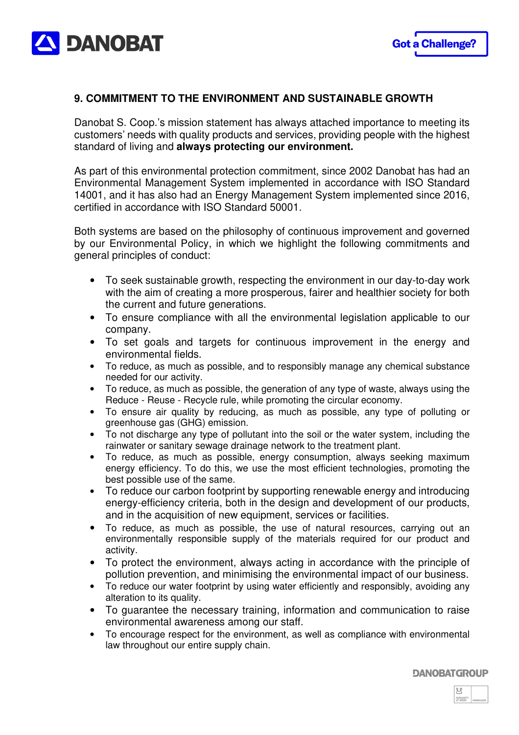## 9. COMMITMENT TO THE ENVIRONMENT AND SUSTAINABLE GROWTH

Danobat S. Coop.'s mission statement has always attached importance to meeting its customers' needs with quality products and services, providing people with the highest standard of living and **always protecting our environment.**

As part of this environmental protection commitment, since 2002 Danobat has had an Environmental Management System implemented in accordance with ISO Standard 14001, and it has also had an Energy Management System implemented since 2016, certified in accordance with ISO Standard 50001.

Both systems are based on the philosophy of continuous improvement and governed by our Environmental Policy, in which we highlight the following commitments and general principles of conduct:

- To seek sustainable growth, respecting the environment in our day-to-day work with the aim of creating a more prosperous, fairer and healthier society for both the current and future generations.
- To ensure compliance with all the environmental legislation applicable to our company.
- To set goals and targets for continuous improvement in the energy and environmental fields.
- To reduce, as much as possible, and to responsibly manage any chemical substance needed for our activity.
- To reduce, as much as possible, the generation of any type of waste, always using the Reduce - Reuse - Recycle rule, while promoting the circular economy.
- To ensure air quality by reducing, as much as possible, any type of polluting or greenhouse gas (GHG) emission.
- To not discharge any type of pollutant into the soil or the water system, including the rainwater or sanitary sewage drainage network to the treatment plant.
- To reduce, as much as possible, energy consumption, always seeking maximum energy efficiency. To do this, we use the most efficient technologies, promoting the best possible use of the same.
- To reduce our carbon footprint by supporting renewable energy and introducing energy-efficiency criteria, both in the design and development of our products, and in the acquisition of new equipment, services or facilities.
- To reduce, as much as possible, the use of natural resources, carrying out an environmentally responsible supply of the materials required for our product and activity.
- To protect the environment, always acting in accordance with the principle of pollution prevention, and minimising the environmental impact of our business.
- To reduce our water footprint by using water efficiently and responsibly, avoiding any alteration to its quality.
- To guarantee the necessary training, information and communication to raise environmental awareness among our staff.
- To encourage respect for the environment, as well as compliance with environmental law throughout our entire supply chain.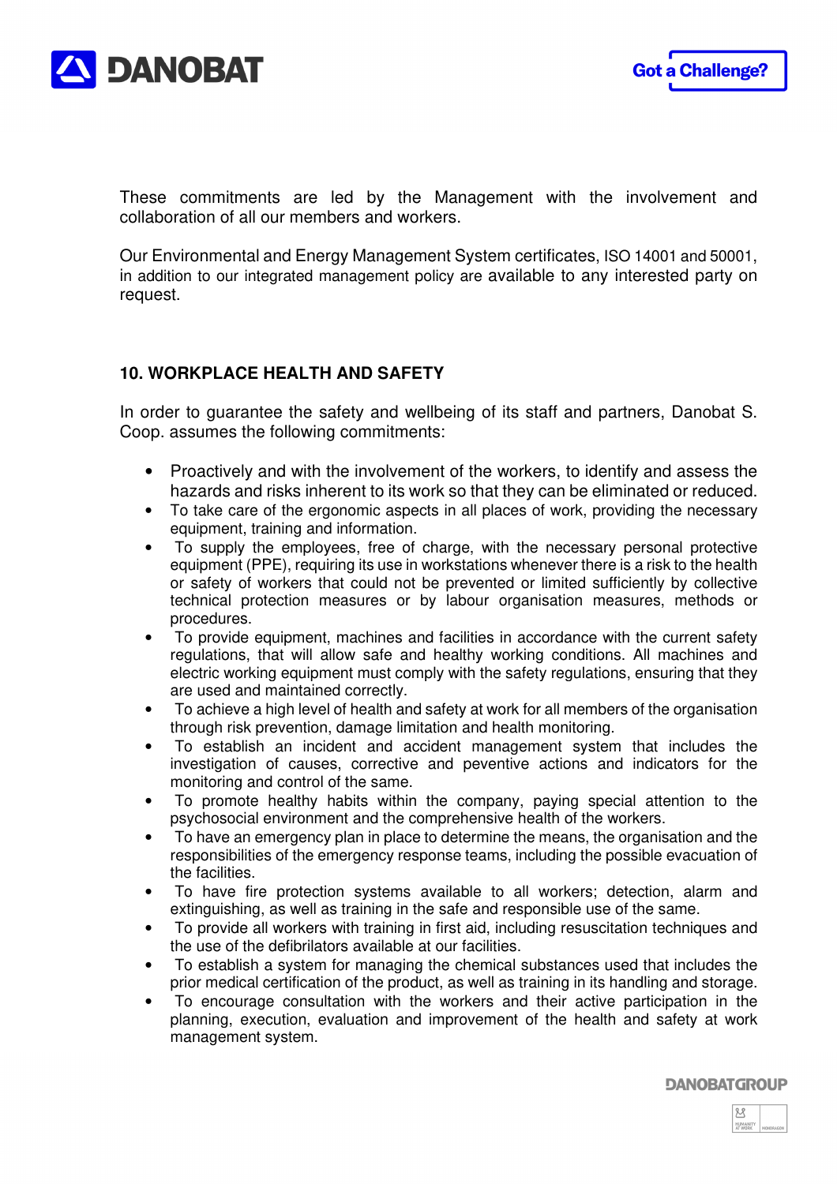These commitments are led by the Management with the involvement and collaboration of all our members and workers.

Our Environmental and Energy Management System certificates, ISO 14001 and 50001, in addition to our integrated management policy are available to any interested party on request.

## 10. WORKPLACE HEALTH AND SAFETY

In order to guarantee the safety and wellbeing of its staff and partners, Danobat S. Coop. assumes the following commitments:

- Proactively and with the involvement of the workers, to identify and assess the hazards and risks inherent to its work so that they can be eliminated or reduced.
- To take care of the ergonomic aspects in all places of work, providing the necessary equipment, training and information.
- To supply the employees, free of charge, with the necessary personal protective equipment (PPE), requiring its use in workstations whenever there is a risk to the health or safety of workers that could not be prevented or limited sufficiently by collective technical protection measures or by labour organisation measures, methods or procedures.
- To provide equipment, machines and facilities in accordance with the current safety regulations, that will allow safe and healthy working conditions. All machines and electric working equipment must comply with the safety regulations, ensuring that they are used and maintained correctly.
- To achieve a high level of health and safety at work for all members of the organisation through risk prevention, damage limitation and health monitoring.
- To establish an incident and accident management system that includes the investigation of causes, corrective and peventive actions and indicators for the monitoring and control of the same.
- To promote healthy habits within the company, paying special attention to the psychosocial environment and the comprehensive health of the workers.
- To have an emergency plan in place to determine the means, the organisation and the responsibilities of the emergency response teams, including the possible evacuation of the facilities.
- To have fire protection systems available to all workers; detection, alarm and extinguishing, as well as training in the safe and responsible use of the same.
- To provide all workers with training in first aid, including resuscitation techniques and the use of the defibrilators available at our facilities.
- To establish a system for managing the chemical substances used that includes the prior medical certification of the product, as well as training in its handling and storage.
- To encourage consultation with the workers and their active participation in the planning, execution, evaluation and improvement of the health and safety at work management system.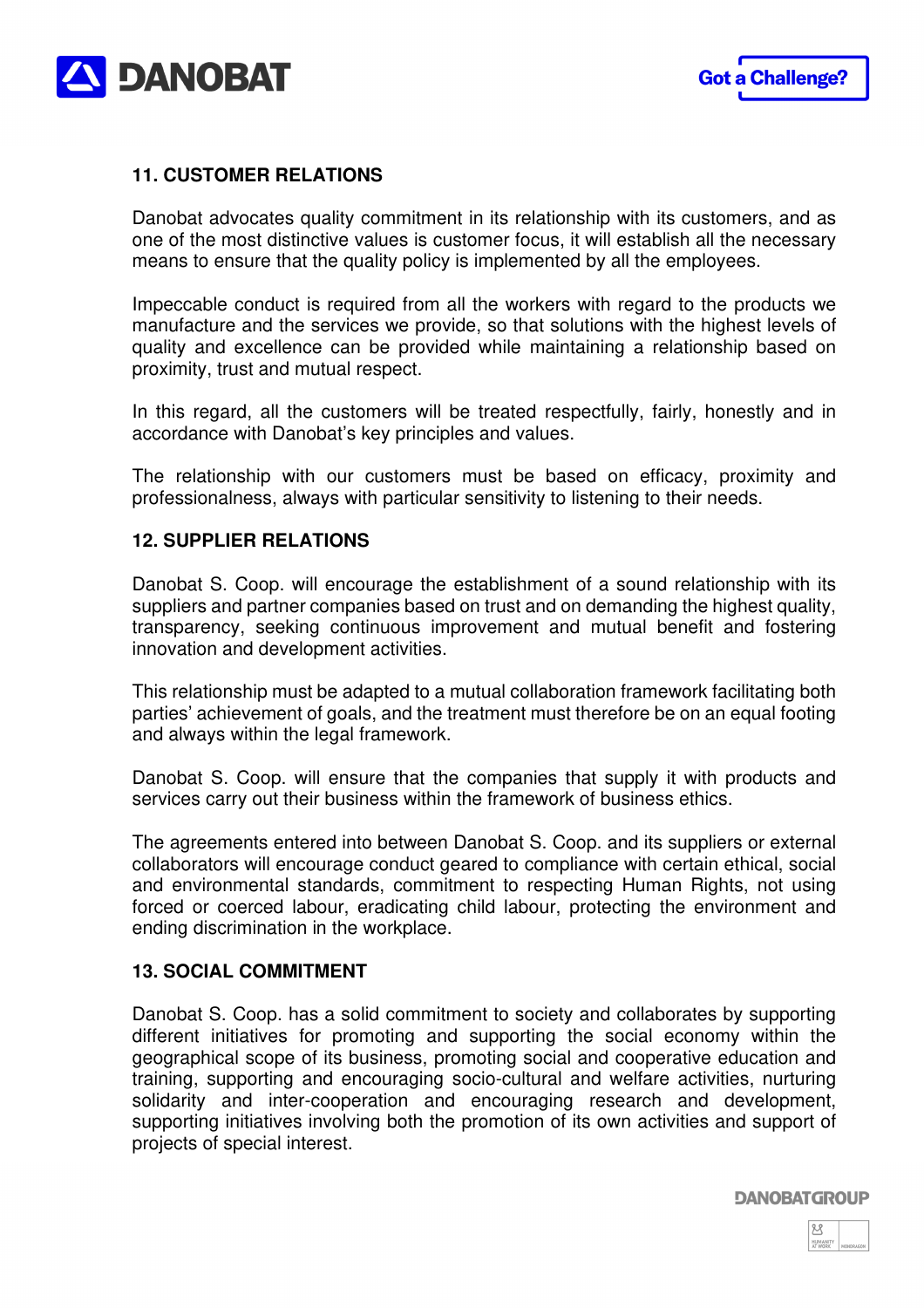## 11. CUSTOMER RELATIONS

Danobat advocates quality commitment in its relationship with its customers, and as one of the most distinctive values is customer focus, it will establish all the necessary means to ensure that the quality policy is implemented by all the employees.

Impeccable conduct is required from all the workers with regard to the products we manufacture and the services we provide, so that solutions with the highest levels of quality and excellence can be provided while maintaining a relationship based on proximity, trust and mutual respect.

In this regard, all the customers will be treated respectfully, fairly, honestly and in accordance with Danobat's key principles and values.

The relationship with our customers must be based on efficacy, proximity and professionalness, always with particular sensitivity to listening to their needs.

## 12. SUPPLIER RELATIONS

Danobat S. Coop. will encourage the establishment of a sound relationship with its suppliers and partner companies based on trust and on demanding the highest quality, transparency, seeking continuous improvement and mutual benefit and fostering innovation and development activities.

This relationship must be adapted to a mutual collaboration framework facilitating both parties' achievement of goals, and the treatment must therefore be on an equal footing and always within the legal framework.

Danobat S. Coop. will ensure that the companies that supply it with products and services carry out their business within the framework of business ethics.

The agreements entered into between Danobat S. Coop. and its suppliers or external collaborators will encourage conduct geared to compliance with certain ethical, social and environmental standards, commitment to respecting Human Rights, not using forced or coerced labour, eradicating child labour, protecting the environment and ending discrimination in the workplace.

## 13. SOCIAL COMMITMENT

Danobat S. Coop. has a solid commitment to society and collaborates by supporting different initiatives for promoting and supporting the social economy within the geographical scope of its business, promoting social and cooperative education and training, supporting and encouraging socio-cultural and welfare activities, nurturing solidarity and inter-cooperation and encouraging research and development, supporting initiatives involving both the promotion of its own activities and support of projects of special interest.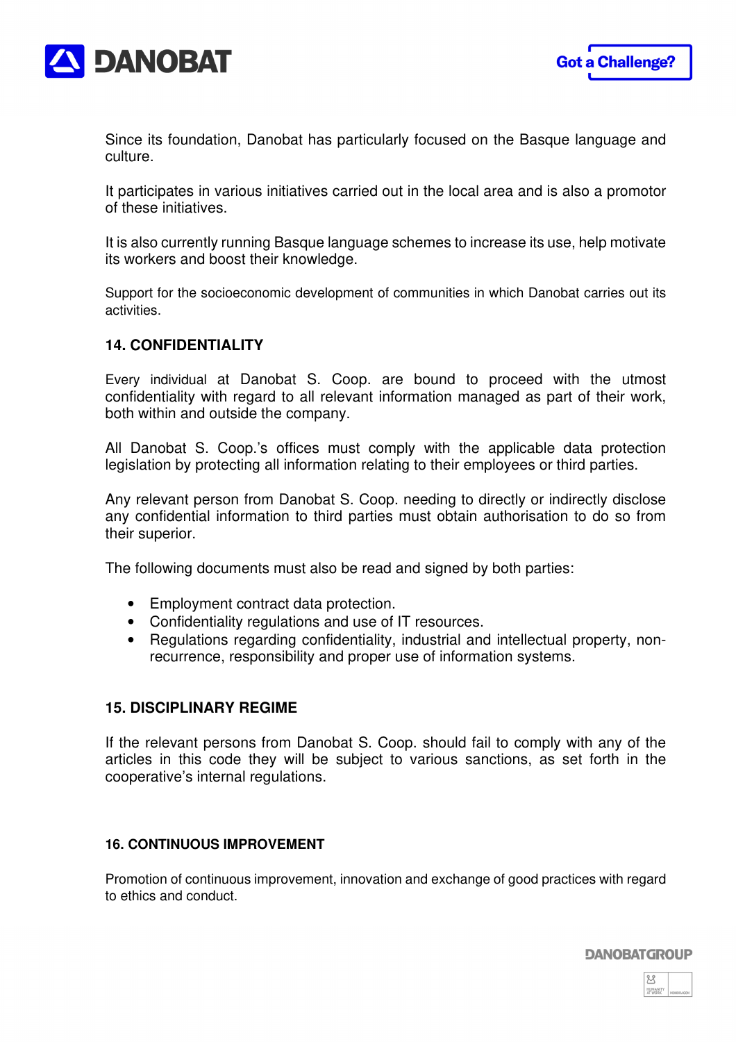Since its foundation, Danobat has particularly focused on the Basque language and culture.

It participates in various initiatives carried out in the local area and is also a promotor of these initiatives.

It is also currently running Basque language schemes to increase its use, help motivate its workers and boost their knowledge.

Support for the socioeconomic development of communities in which Danobat carries out its activities.

## 14. CONFIDENTIALITY

Every individual at Danobat S. Coop. are bound to proceed with the utmost confidentiality with regard to all relevant information managed as part of their work, both within and outside the company.

All Danobat S. Coop.'s offices must comply with the applicable data protection legislation by protecting all information relating to their employees or third parties.

Any relevant person from Danobat S. Coop. needing to directly or indirectly disclose any confidential information to third parties must obtain authorisation to do so from their superior.

The following documents must also be read and signed by both parties:

- Employment contract data protection.
- Confidentiality regulations and use of IT resources.
- Regulations regarding confidentiality, industrial and intellectual property, non-recurrence, responsibility and proper use of information systems.

## 15. DISCIPLINARY REGIME

If the relevant persons from Danobat S. Coop. should fail to comply with any of the articles in this code they will be subject to various sanctions, as set forth in the cooperative's internal regulations.

## 16. CONTINUOUS IMPROVEMENT

Promotion of continuous improvement, innovation and exchange of good practices with regard to ethics and conduct.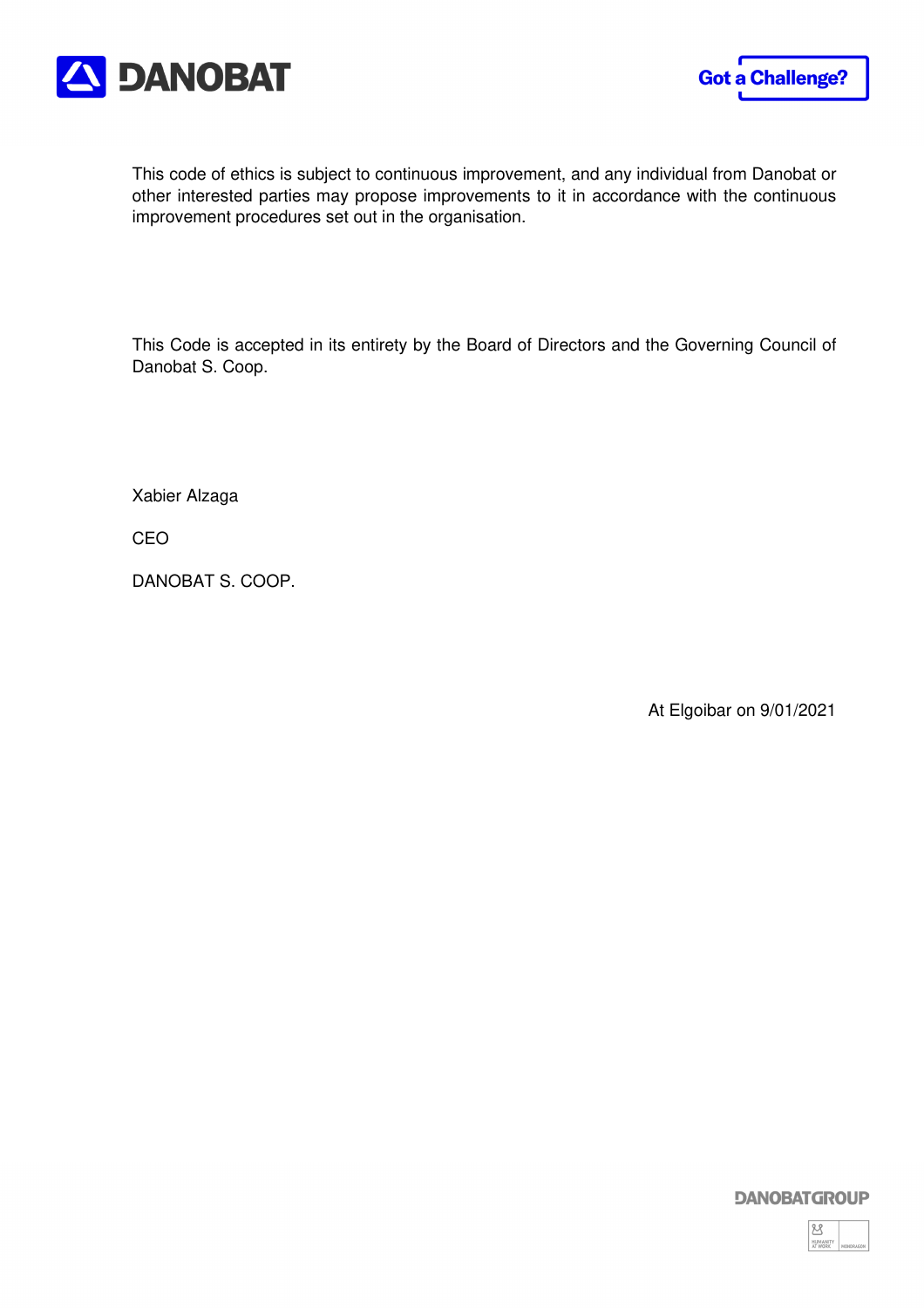This code of ethics is subject to continuous improvement, and any individual from Danobat or other interested parties may propose improvements to it in accordance with the continuous improvement procedures set out in the organisation.

This Code is accepted in its entirety by the Board of Directors and the Governing Council of Danobat S. Coop.

Xabier Alzaga

CEO

DANOBAT S. COOP.

At Elgoibar on 9/01/2021